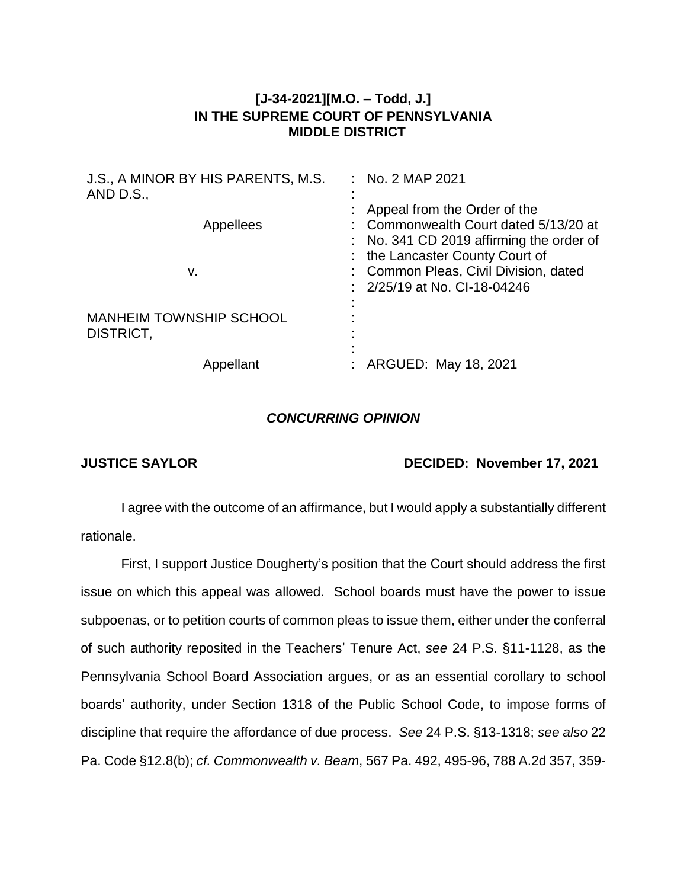**[J-34-2021][M.O. – Todd, J.]**
**IN THE SUPREME COURT OF PENNSYLVANIA**
**MIDDLE DISTRICT**

| | |
|---|---|
| J.S., A MINOR BY HIS PARENTS, M.S. AND D.S., | : No. 2 MAP 2021 |
| Appellees | : Appeal from the Order of the Commonwealth Court dated 5/13/20 at No. 341 CD 2019 affirming the order of the Lancaster County Court of Common Pleas, Civil Division, dated 2/25/19 at No. CI-18-04246 |
| v. | : |
| MANHEIM TOWNSHIP SCHOOL DISTRICT, | : |
| Appellant | : ARGUED: May 18, 2021 |

***CONCURRING OPINION***

**JUSTICE SAYLOR** **DECIDED: November 17, 2021**

I agree with the outcome of an affirmance, but I would apply a substantially different rationale.

First, I support Justice Dougherty's position that the Court should address the first issue on which this appeal was allowed. School boards must have the power to issue subpoenas, or to petition courts of common pleas to issue them, either under the conferral of such authority reposited in the Teachers' Tenure Act, *see* 24 P.S. §11-1128, as the Pennsylvania School Board Association argues, or as an essential corollary to school boards' authority, under Section 1318 of the Public School Code, to impose forms of discipline that require the affordance of due process. *See* 24 P.S. §13-1318; *see also* 22 Pa. Code §12.8(b); *cf. Commonwealth v. Beam*, 567 Pa. 492, 495-96, 788 A.2d 357, 359-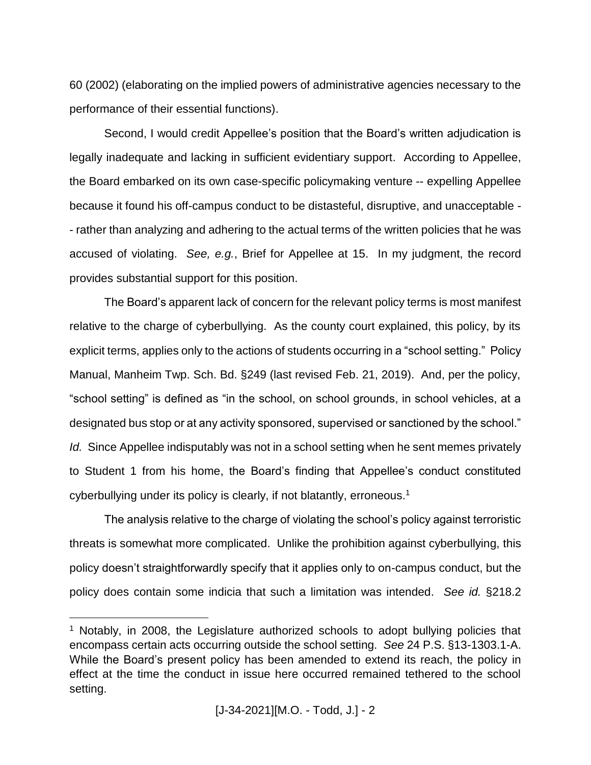60 (2002) (elaborating on the implied powers of administrative agencies necessary to the performance of their essential functions).

Second, I would credit Appellee's position that the Board's written adjudication is legally inadequate and lacking in sufficient evidentiary support. According to Appellee, the Board embarked on its own case-specific policymaking venture -- expelling Appellee because it found his off-campus conduct to be distasteful, disruptive, and unacceptable -- rather than analyzing and adhering to the actual terms of the written policies that he was accused of violating. *See, e.g.*, Brief for Appellee at 15. In my judgment, the record provides substantial support for this position.

The Board's apparent lack of concern for the relevant policy terms is most manifest relative to the charge of cyberbullying. As the county court explained, this policy, by its explicit terms, applies only to the actions of students occurring in a "school setting." Policy Manual, Manheim Twp. Sch. Bd. §249 (last revised Feb. 21, 2019). And, per the policy, "school setting" is defined as "in the school, on school grounds, in school vehicles, at a designated bus stop or at any activity sponsored, supervised or sanctioned by the school." *Id.* Since Appellee indisputably was not in a school setting when he sent memes privately to Student 1 from his home, the Board's finding that Appellee's conduct constituted cyberbullying under its policy is clearly, if not blatantly, erroneous.[1]

The analysis relative to the charge of violating the school's policy against terroristic threats is somewhat more complicated. Unlike the prohibition against cyberbullying, this policy doesn't straightforwardly specify that it applies only to on-campus conduct, but the policy does contain some indicia that such a limitation was intended. *See id.* §218.2

[1] Notably, in 2008, the Legislature authorized schools to adopt bullying policies that encompass certain acts occurring outside the school setting. *See* 24 P.S. §13-1303.1-A. While the Board's present policy has been amended to extend its reach, the policy in effect at the time the conduct in issue here occurred remained tethered to the school setting.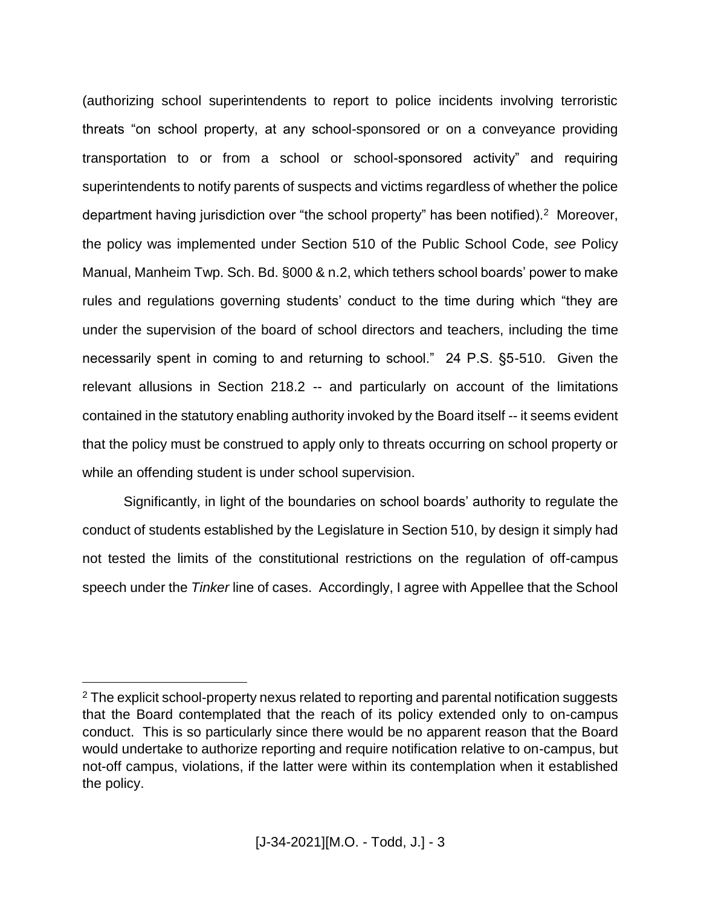(authorizing school superintendents to report to police incidents involving terroristic threats "on school property, at any school-sponsored or on a conveyance providing transportation to or from a school or school-sponsored activity" and requiring superintendents to notify parents of suspects and victims regardless of whether the police department having jurisdiction over "the school property" has been notified).[2] Moreover, the policy was implemented under Section 510 of the Public School Code, *see* Policy Manual, Manheim Twp. Sch. Bd. §000 & n.2, which tethers school boards' power to make rules and regulations governing students' conduct to the time during which "they are under the supervision of the board of school directors and teachers, including the time necessarily spent in coming to and returning to school." 24 P.S. §5-510. Given the relevant allusions in Section 218.2 -- and particularly on account of the limitations contained in the statutory enabling authority invoked by the Board itself -- it seems evident that the policy must be construed to apply only to threats occurring on school property or while an offending student is under school supervision.

Significantly, in light of the boundaries on school boards' authority to regulate the conduct of students established by the Legislature in Section 510, by design it simply had not tested the limits of the constitutional restrictions on the regulation of off-campus speech under the *Tinker* line of cases. Accordingly, I agree with Appellee that the School

---

[2] The explicit school-property nexus related to reporting and parental notification suggests that the Board contemplated that the reach of its policy extended only to on-campus conduct. This is so particularly since there would be no apparent reason that the Board would undertake to authorize reporting and require notification relative to on-campus, but not-off campus, violations, if the latter were within its contemplation when it established the policy.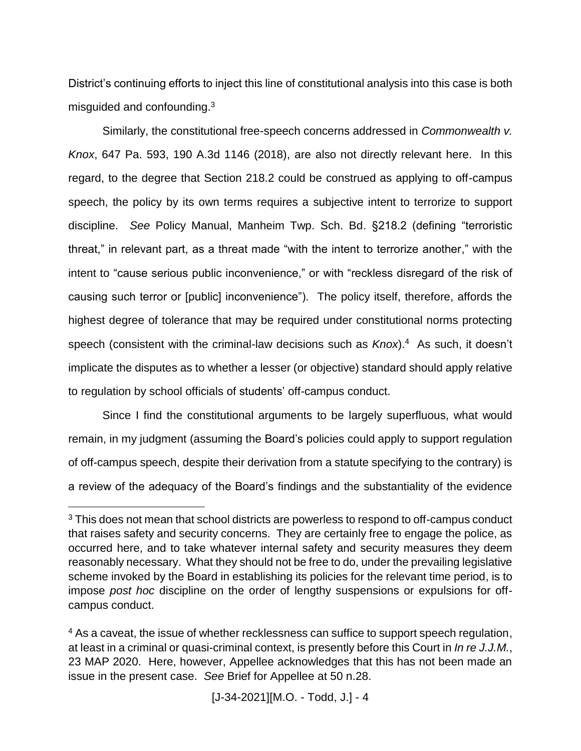District's continuing efforts to inject this line of constitutional analysis into this case is both misguided and confounding.[3]

Similarly, the constitutional free-speech concerns addressed in *Commonwealth v. Knox*, 647 Pa. 593, 190 A.3d 1146 (2018), are also not directly relevant here. In this regard, to the degree that Section 218.2 could be construed as applying to off-campus speech, the policy by its own terms requires a subjective intent to terrorize to support discipline. *See* Policy Manual, Manheim Twp. Sch. Bd. §218.2 (defining "terroristic threat," in relevant part, as a threat made "with the intent to terrorize another," with the intent to "cause serious public inconvenience," or with "reckless disregard of the risk of causing such terror or [public] inconvenience"). The policy itself, therefore, affords the highest degree of tolerance that may be required under constitutional norms protecting speech (consistent with the criminal-law decisions such as *Knox*).[4] As such, it doesn't implicate the disputes as to whether a lesser (or objective) standard should apply relative to regulation by school officials of students' off-campus conduct.

Since I find the constitutional arguments to be largely superfluous, what would remain, in my judgment (assuming the Board's policies could apply to support regulation of off-campus speech, despite their derivation from a statute specifying to the contrary) is a review of the adequacy of the Board's findings and the substantiality of the evidence

---

[3] This does not mean that school districts are powerless to respond to off-campus conduct that raises safety and security concerns. They are certainly free to engage the police, as occurred here, and to take whatever internal safety and security measures they deem reasonably necessary. What they should not be free to do, under the prevailing legislative scheme invoked by the Board in establishing its policies for the relevant time period, is to impose *post hoc* discipline on the order of lengthy suspensions or expulsions for off-campus conduct.

[4] As a caveat, the issue of whether recklessness can suffice to support speech regulation, at least in a criminal or quasi-criminal context, is presently before this Court in *In re J.J.M.*, 23 MAP 2020. Here, however, Appellee acknowledges that this has not been made an issue in the present case. *See* Brief for Appellee at 50 n.28.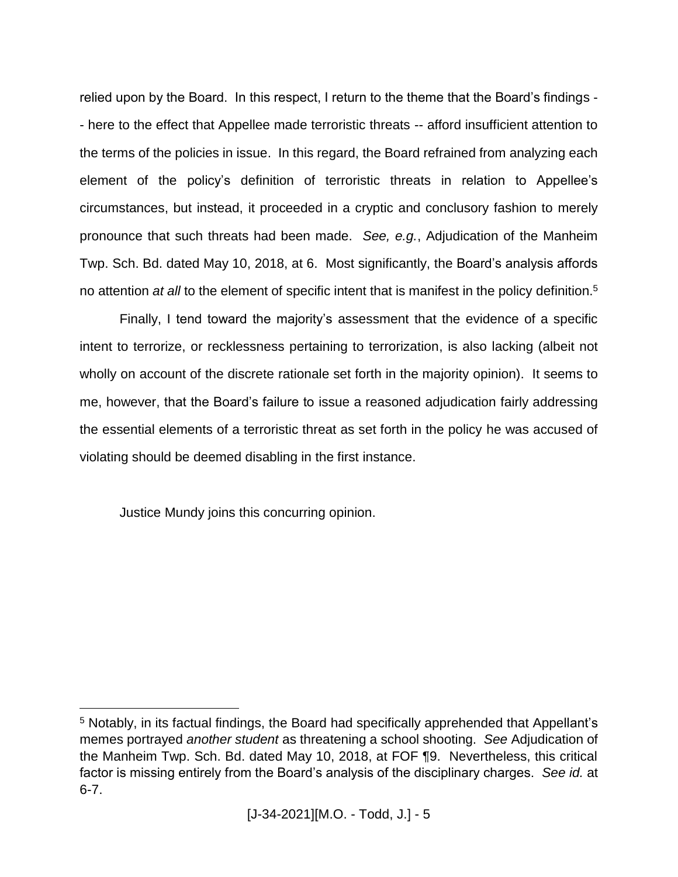relied upon by the Board. In this respect, I return to the theme that the Board's findings -- here to the effect that Appellee made terroristic threats -- afford insufficient attention to the terms of the policies in issue. In this regard, the Board refrained from analyzing each element of the policy's definition of terroristic threats in relation to Appellee's circumstances, but instead, it proceeded in a cryptic and conclusory fashion to merely pronounce that such threats had been made. *See, e.g.*, Adjudication of the Manheim Twp. Sch. Bd. dated May 10, 2018, at 6. Most significantly, the Board's analysis affords no attention *at all* to the element of specific intent that is manifest in the policy definition.[5]

Finally, I tend toward the majority's assessment that the evidence of a specific intent to terrorize, or recklessness pertaining to terrorization, is also lacking (albeit not wholly on account of the discrete rationale set forth in the majority opinion). It seems to me, however, that the Board's failure to issue a reasoned adjudication fairly addressing the essential elements of a terroristic threat as set forth in the policy he was accused of violating should be deemed disabling in the first instance.

Justice Mundy joins this concurring opinion.

---

[5] Notably, in its factual findings, the Board had specifically apprehended that Appellant's memes portrayed *another student* as threatening a school shooting. *See* Adjudication of the Manheim Twp. Sch. Bd. dated May 10, 2018, at FOF ¶9. Nevertheless, this critical factor is missing entirely from the Board's analysis of the disciplinary charges. *See id.* at 6-7.